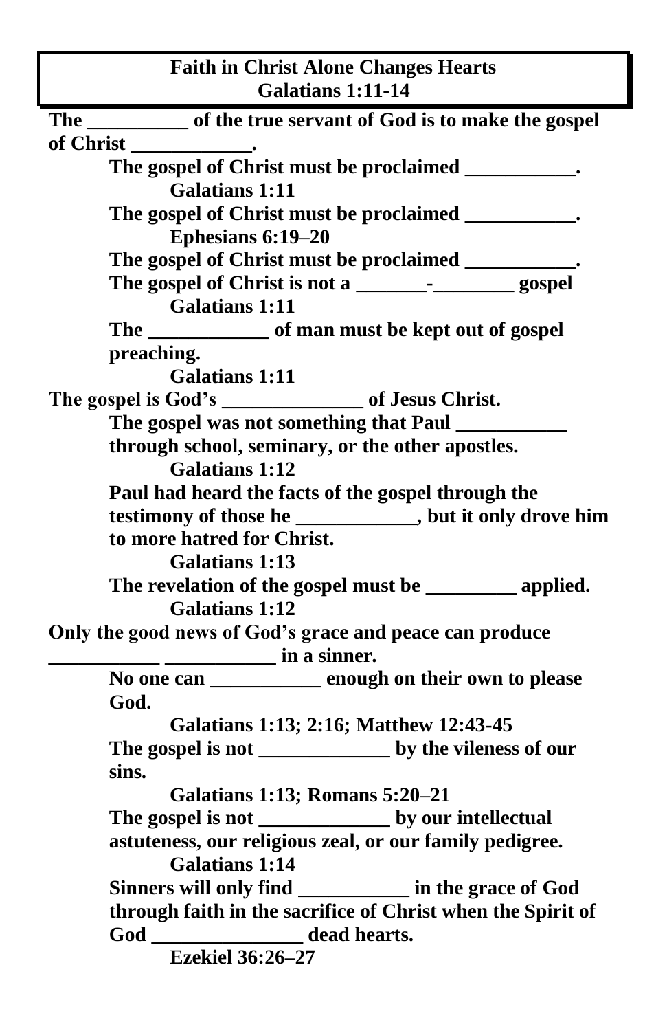# Faith in Christ Alone Changes Hearts
## Galatians 1:11-14

**The __________ of the true servant of God is to make the gospel of Christ ____________.**

- **The gospel of Christ must be proclaimed ___________.**
  - **Galatians 1:11**
- **The gospel of Christ must be proclaimed ___________.**
  - **Ephesians 6:19–20**
- **The gospel of Christ must be proclaimed ___________.**
- **The gospel of Christ is not a _______-________ gospel**
  - **Galatians 1:11**
- **The ____________ of man must be kept out of gospel preaching.**
  - **Galatians 1:11**

**The gospel is God's ______________ of Jesus Christ.**

- **The gospel was not something that Paul ___________ through school, seminary, or the other apostles.**
  - **Galatians 1:12**
- **Paul had heard the facts of the gospel through the testimony of those he ____________, but it only drove him to more hatred for Christ.**
  - **Galatians 1:13**
- **The revelation of the gospel must be _________ applied.**
  - **Galatians 1:12**

**Only the good news of God's grace and peace can produce ___________ ___________ in a sinner.**

- **No one can ___________ enough on their own to please God.**
  - **Galatians 1:13; 2:16; Matthew 12:43-45**
- **The gospel is not _____________ by the vileness of our sins.**
  - **Galatians 1:13; Romans 5:20–21**
- **The gospel is not _____________ by our intellectual astuteness, our religious zeal, or our family pedigree.**
  - **Galatians 1:14**
- **Sinners will only find ___________ in the grace of God through faith in the sacrifice of Christ when the Spirit of God _______________ dead hearts.**
  - **Ezekiel 36:26–27**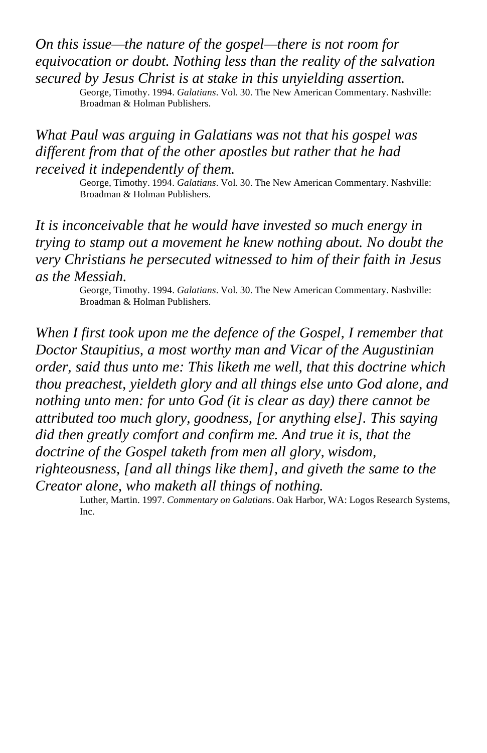*On this issue—the nature of the gospel—there is not room for equivocation or doubt. Nothing less than the reality of the salvation secured by Jesus Christ is at stake in this unyielding assertion.*

George, Timothy. 1994. *Galatians*. Vol. 30. The New American Commentary. Nashville: Broadman & Holman Publishers.

*What Paul was arguing in Galatians was not that his gospel was different from that of the other apostles but rather that he had received it independently of them.*

George, Timothy. 1994. *Galatians*. Vol. 30. The New American Commentary. Nashville: Broadman & Holman Publishers.

*It is inconceivable that he would have invested so much energy in trying to stamp out a movement he knew nothing about. No doubt the very Christians he persecuted witnessed to him of their faith in Jesus as the Messiah.*

George, Timothy. 1994. *Galatians*. Vol. 30. The New American Commentary. Nashville: Broadman & Holman Publishers.

*When I first took upon me the defence of the Gospel, I remember that Doctor Staupitius, a most worthy man and Vicar of the Augustinian order, said thus unto me: This liketh me well, that this doctrine which thou preachest, yieldeth glory and all things else unto God alone, and nothing unto men: for unto God (it is clear as day) there cannot be attributed too much glory, goodness, [or anything else]. This saying did then greatly comfort and confirm me. And true it is, that the doctrine of the Gospel taketh from men all glory, wisdom, righteousness, [and all things like them], and giveth the same to the Creator alone, who maketh all things of nothing.*

Luther, Martin. 1997. *Commentary on Galatians*. Oak Harbor, WA: Logos Research Systems, Inc.